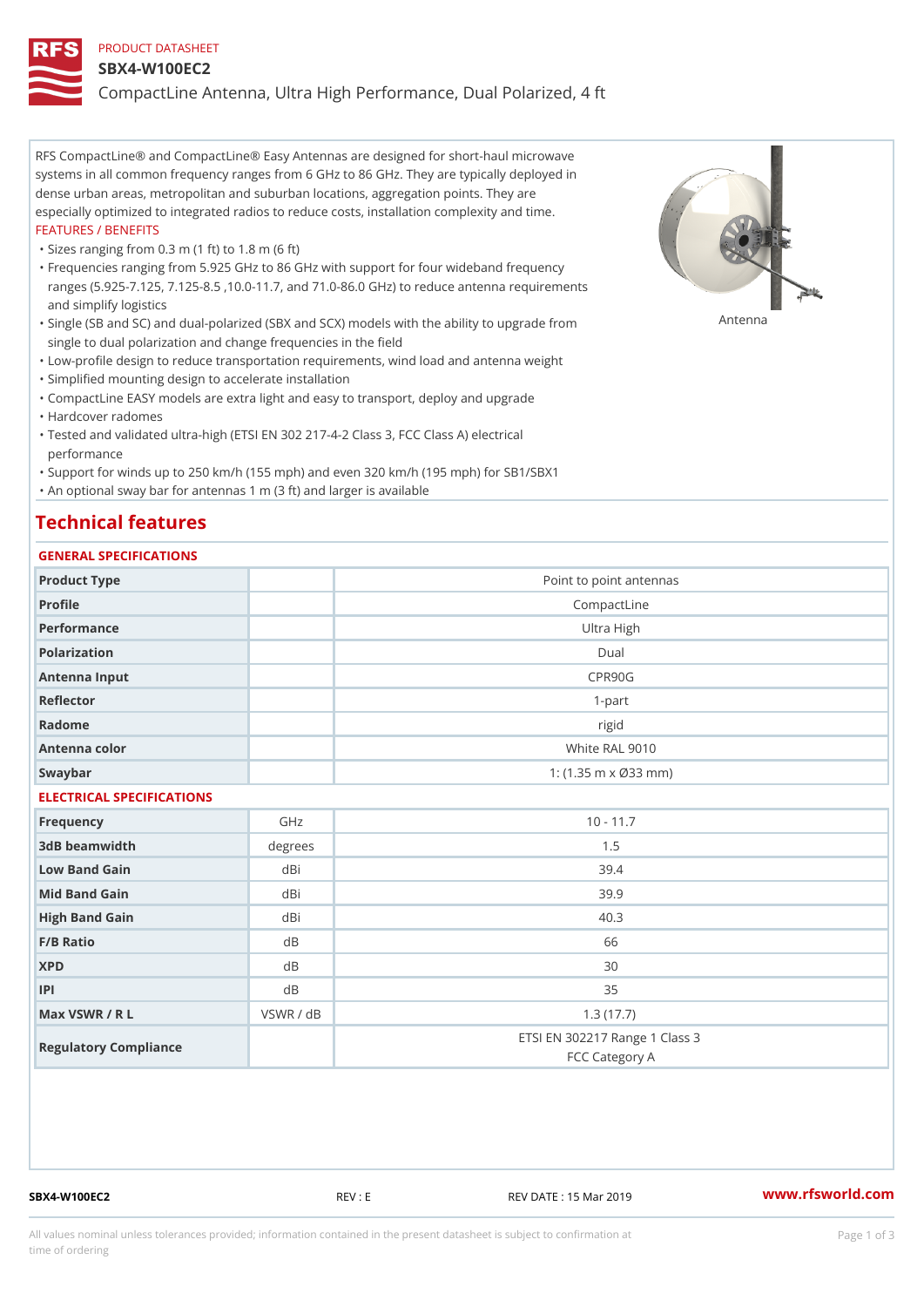PRODUCT DATASHEET

# SBX4-W100EC2

CompactLine Antenna, Ultra High Performance, Dual Polarized, 4 ft

RFS CompactLine® and CompactLine® Easy Antennas are designed for short-haul microwave systems in all common frequency ranges from 6 GHz to 86 GHz. They are typically deployed in dense urban areas, metropolitan and suburban locations, aggregation points. They are especially optimized to integrated radios to reduce costs, installation complexity and time.

FEATURES / BENEFITS

- Sizes ranging from 0.3 m (1 ft) to 1.8 m (6 ft)
- Frequencies ranging from 5.925 GHz to 86 GHz with support for four wideband frequency ranges (5.925-7.125, 7.125-8.5 ,10.0-11.7, and 71.0-86.0 GHz) to reduce antenna requirements and simplify logistics
- Single (SB and SC) and dual-polarized (SBX and SCX) models with the ability to upgrade from single to dual polarization and change frequencies in the field
- Low-profile design to reduce transportation requirements, wind load and antenna weight
- Simplified mounting design to accelerate installation
- CompactLine EASY models are extra light and easy to transport, deploy and upgrade
- Hardcover radomes
- Tested and validated ultra-high (ETSI EN 302 217-4-2 Class 3, FCC Class A) electrical performance
- Support for winds up to 250 km/h (155 mph) and even 320 km/h (195 mph) for SB1/SBX1
- An optional sway bar for antennas 1 m (3 ft) and larger is available

Antenna

## Technical features

### GENERAL SPECIFICATIONS

| | | |
|---|---|---|
| Product Type | | Point to point antennas |
| Profile | | CompactLine |
| Performance | | Ultra High |
| Polarization | | Dual |
| Antenna Input | | CPR90G |
| Reflector | | 1-part |
| Radome | | rigid |
| Antenna color | | White RAL 9010 |
| Swaybar | | 1: (1.35 m x Ø33 mm) |

### ELECTRICAL SPECIFICATIONS

| | | |
|---|---|---|
| Frequency | GHz | 10 - 11.7 |
| 3dB beamwidth | degrees | 1.5 |
| Low Band Gain | dBi | 39.4 |
| Mid Band Gain | dBi | 39.9 |
| High Band Gain | dBi | 40.3 |
| F/B Ratio | dB | 66 |
| XPD | dB | 30 |
| IPI | dB | 35 |
| Max VSWR / R L | VSWR / dB | 1.3 (17.7) |
| Regulatory Compliance | | ETSI EN 302217 Range 1 Class 3<br>FCC Category A |

SBX4-W100EC2 REV : E REV DATE : 15 Mar 2019 www.rfsworld.com

All values nominal unless tolerances provided; information contained in the present datasheet is subject to confirmation at time of ordering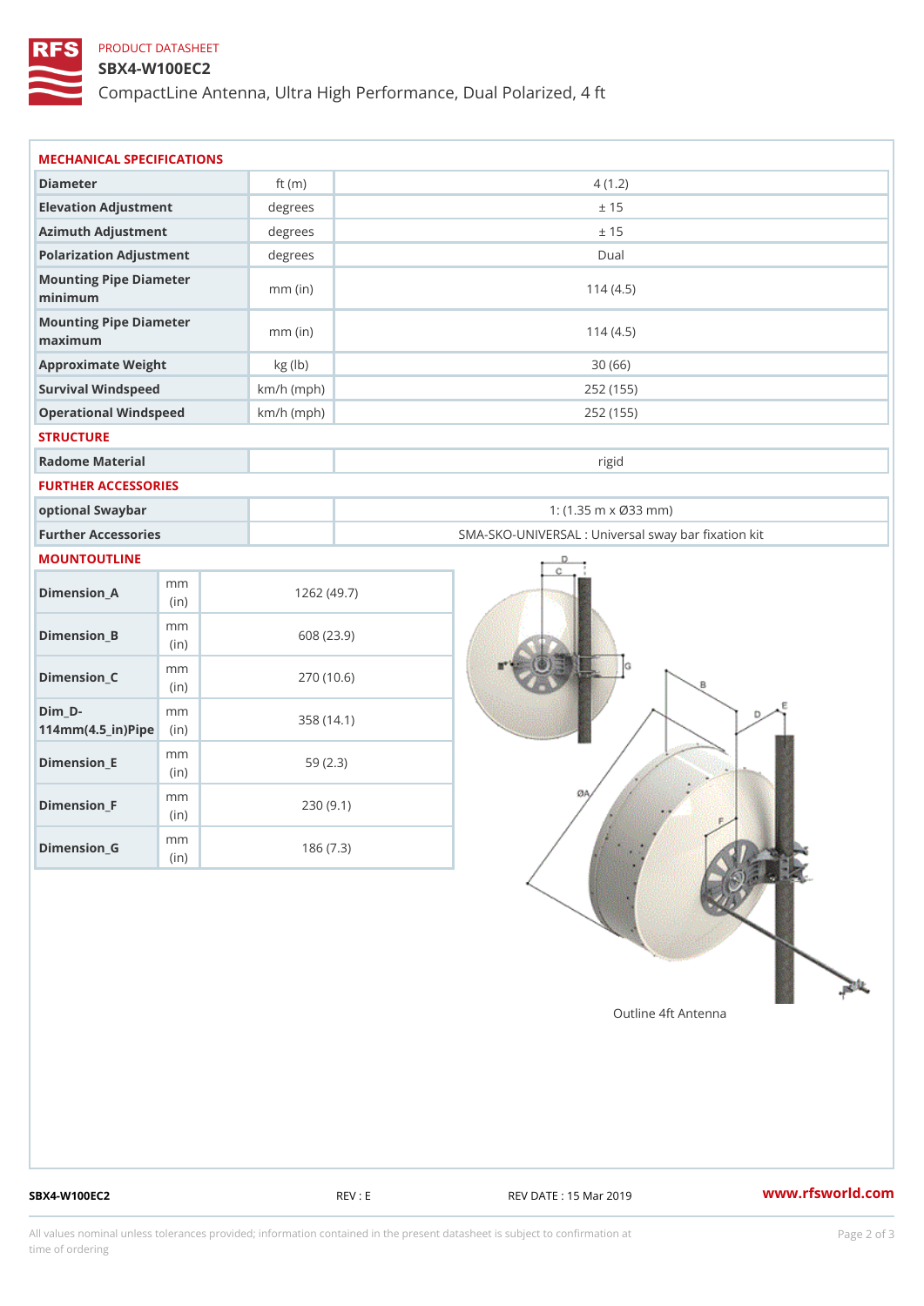PRODUCT DATASHEET

# SBX4-W100EC2

CompactLine Antenna, Ultra High Performance, Dual Polarized, 4 ft

## MECHANICAL SPECIFICATIONS

| | | |
|---|---|---|
| **Diameter** | ft (m) | 4 (1.2) |
| **Elevation Adjustment** | degrees | ± 15 |
| **Azimuth Adjustment** | degrees | ± 15 |
| **Polarization Adjustment** | degrees | Dual |
| **Mounting Pipe Diameter minimum** | mm (in) | 114 (4.5) |
| **Mounting Pipe Diameter maximum** | mm (in) | 114 (4.5) |
| **Approximate Weight** | kg (lb) | 30 (66) |
| **Survival Windspeed** | km/h (mph) | 252 (155) |
| **Operational Windspeed** | km/h (mph) | 252 (155) |

## STRUCTURE

| | | |
|---|---|---|
| **Radome Material** | | rigid |

## FURTHER ACCESSORIES

| | | |
|---|---|---|
| **optional Swaybar** | | 1: (1.35 m x Ø33 mm) |
| **Further Accessories** | | SMA-SKO-UNIVERSAL : Universal sway bar fixation kit |

## MOUNTOUTLINE

| | | |
|---|---|---|
| **Dimension_A** | mm (in) | 1262 (49.7) |
| **Dimension_B** | mm (in) | 608 (23.9) |
| **Dimension_C** | mm (in) | 270 (10.6) |
| **Dim_D-114mm(4.5_in)Pipe** | mm (in) | 358 (14.1) |
| **Dimension_E** | mm (in) | 59 (2.3) |
| **Dimension_F** | mm (in) | 230 (9.1) |
| **Dimension_G** | mm (in) | 186 (7.3) |

Outline 4ft Antenna

SBX4-W100EC2 REV : E REV DATE : 15 Mar 2019 www.rfsworld.com

All values nominal unless tolerances provided; information contained in the present datasheet is subject to confirmation at time of ordering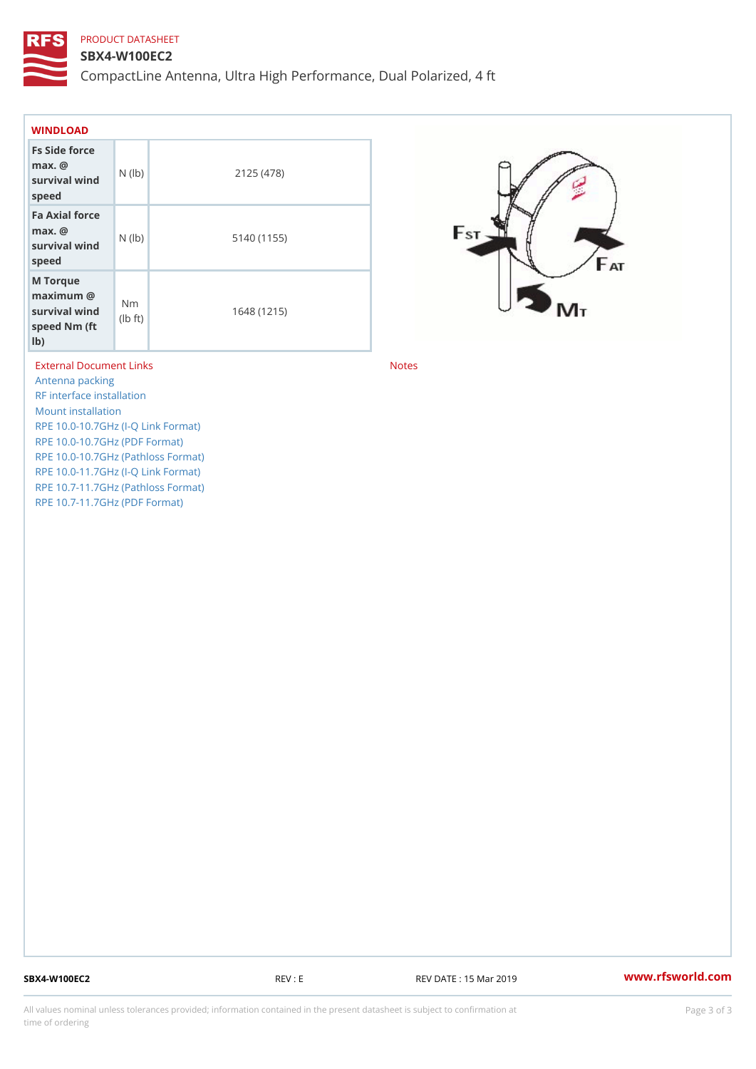## WINDLOAD

| | | |
|---|---|---|
| Fs Side force max. @ survival wind speed | N (lb) | 2125 (478) |
| Fa Axial force max. @ survival wind speed | N (lb) | 5140 (1155) |
| M Torque maximum @ survival wind speed Nm (ft lb) | Nm (lb ft) | 1648 (1215) |

FST
FAT
MT

External Document Links

- Antenna packing
- RF interface installation
- Mount installation
- RPE 10.0-10.7GHz (I-Q Link Format)
- RPE 10.0-10.7GHz (PDF Format)
- RPE 10.0-10.7GHz (Pathloss Format)
- RPE 10.0-11.7GHz (I-Q Link Format)
- RPE 10.7-11.7GHz (Pathloss Format)
- RPE 10.7-11.7GHz (PDF Format)

Notes